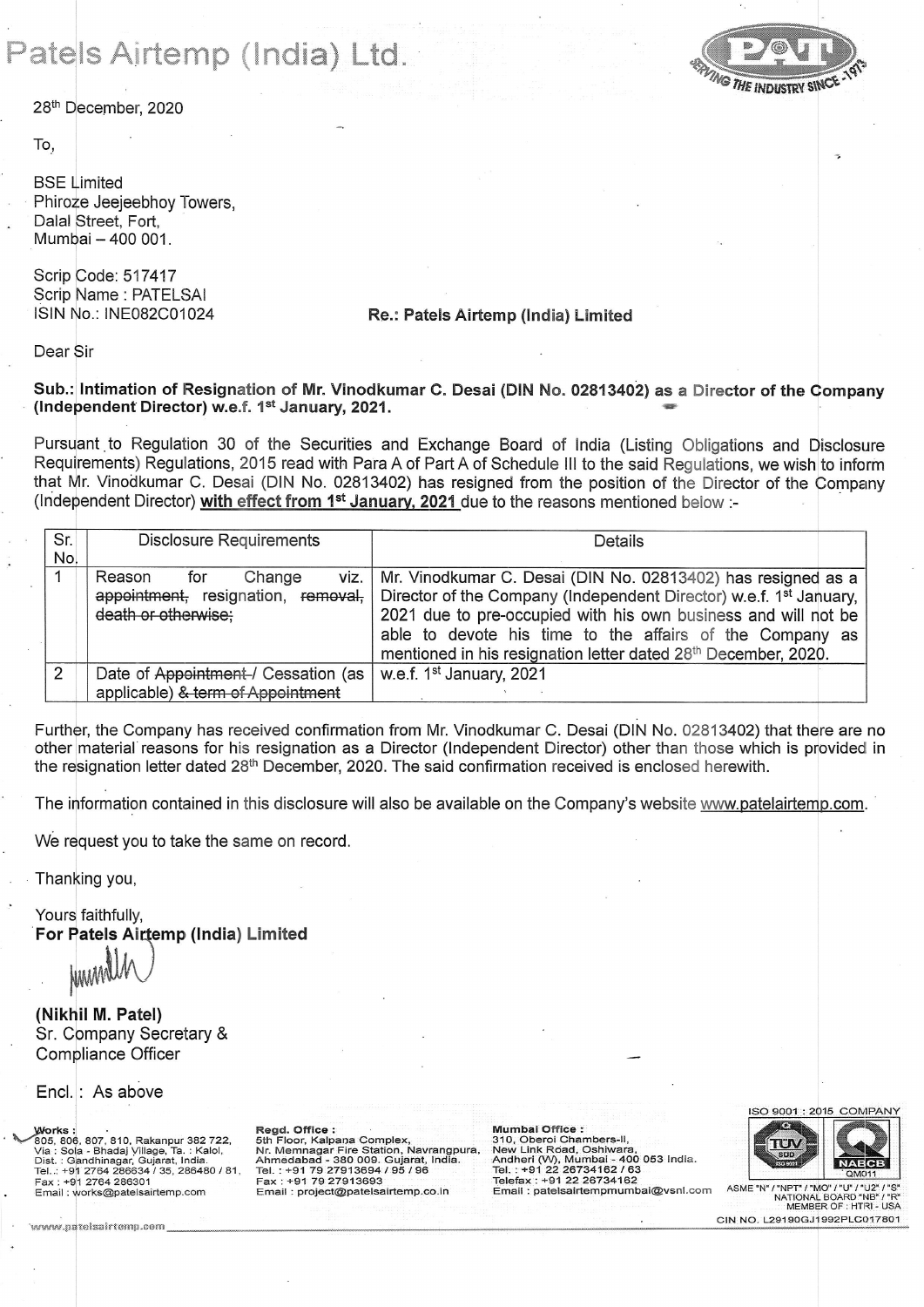# Patels Airtemp (India) Ltd.

SERVING THE INDUSTRY SINCE -1973

28th December, 2020

To,

BSE Limited
Phiroze Jeejeebhoy Towers,
Dalal Street, Fort,
Mumbai – 400 001.

Scrip Code: 517417
Scrip Name : PATELSAI
ISIN No.: INE082C01024

**Re.: Patels Airtemp (India) Limited**

Dear Sir

**Sub.: Intimation of Resignation of Mr. Vinodkumar C. Desai (DIN No. 02813402) as a Director of the Company (Independent Director) w.e.f. 1st January, 2021.**

Pursuant to Regulation 30 of the Securities and Exchange Board of India (Listing Obligations and Disclosure Requirements) Regulations, 2015 read with Para A of Part A of Schedule III to the said Regulations, we wish to inform that Mr. Vinodkumar C. Desai (DIN No. 02813402) has resigned from the position of the Director of the Company (Independent Director) **with effect from 1st January, 2021** due to the reasons mentioned below :-

| Sr. No. | Disclosure Requirements | Details |
|---|---|---|
| 1 | Reason for Change viz. ~~appointment,~~ resignation, ~~removal, death or otherwise;~~ | Mr. Vinodkumar C. Desai (DIN No. 02813402) has resigned as a Director of the Company (Independent Director) w.e.f. 1st January, 2021 due to pre-occupied with his own business and will not be able to devote his time to the affairs of the Company as mentioned in his resignation letter dated 28th December, 2020. |
| 2 | Date of ~~Appointment~~/ Cessation (as applicable) ~~& term of Appointment~~ | w.e.f. 1st January, 2021 |

Further, the Company has received confirmation from Mr. Vinodkumar C. Desai (DIN No. 02813402) that there are no other material reasons for his resignation as a Director (Independent Director) other than those which is provided in the resignation letter dated 28th December, 2020. The said confirmation received is enclosed herewith.

The information contained in this disclosure will also be available on the Company's website www.patelairtemp.com.

We request you to take the same on record.

Thanking you,

Yours faithfully,
**For Patels Airtemp (India) Limited**

**(Nikhil M. Patel)**
Sr. Company Secretary &
Compliance Officer

Encl. : As above

**Works :** 805, 806, 807, 810, Rakanpur 382 722, Via : Sola - Bhadaj Village, Ta. : Kalol, Dist. : Gandhinagar, Gujarat, India. Tel.: +91 2764 286634 / 35, 286480 / 81, Fax : +91 2764 286301 Email : works@patelsairtemp.com

**Regd. Office :** 5th Floor, Kalpana Complex, Nr. Memnagar Fire Station, Navrangpura, Ahmedabad - 380 009. Gujarat, India. Tel. : +91 79 27913694 / 95 / 96 Fax : +91 79 27913693 Email : project@patelsairtemp.co.in

**Mumbai Office :** 310, Oberoi Chambers-II, New Link Road, Oshiwara, Andheri (W), Mumbai - 400 053 India. Tel. : +91 22 26734162 / 63 Telefax : +91 22 26734162 Email : patelsairtempmumbai@vsnl.com

ISO 9001 : 2015 COMPANY

ASME "N" / "NPT" / "MO" / "U" / "U2" / "S" NATIONAL BOARD "NB" / "R" MEMBER OF : HTRI - USA

CIN NO. L29190GJ1992PLC017801

www.patelsairtemp.com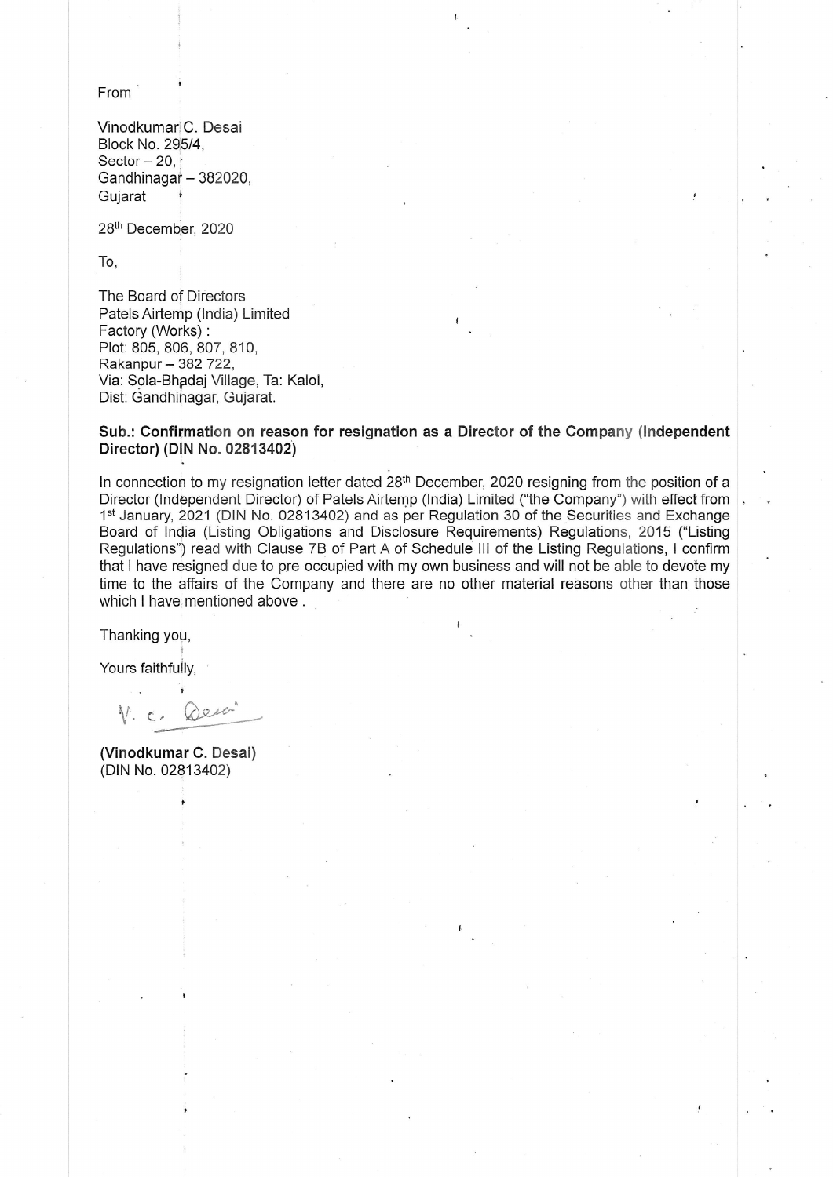From

Vinodkumar C. Desai
Block No. 295/4,
Sector – 20,
Gandhinagar – 382020,
Gujarat

28th December, 2020

To,

The Board of Directors
Patels Airtemp (India) Limited
Factory (Works) :
Plot: 805, 806, 807, 810,
Rakanpur – 382 722,
Via: Sola-Bhadaj Village, Ta: Kalol,
Dist: Gandhinagar, Gujarat.

**Sub.: Confirmation on reason for resignation as a Director of the Company (Independent Director) (DIN No. 02813402)**

In connection to my resignation letter dated 28th December, 2020 resigning from the position of a Director (Independent Director) of Patels Airtemp (India) Limited ("the Company") with effect from 1st January, 2021 (DIN No. 02813402) and as per Regulation 30 of the Securities and Exchange Board of India (Listing Obligations and Disclosure Requirements) Regulations, 2015 ("Listing Regulations") read with Clause 7B of Part A of Schedule III of the Listing Regulations, I confirm that I have resigned due to pre-occupied with my own business and will not be able to devote my time to the affairs of the Company and there are no other material reasons other than those which I have mentioned above .

Thanking you,

Yours faithfully,

V. C. Desai

**(Vinodkumar C. Desai)**
(DIN No. 02813402)